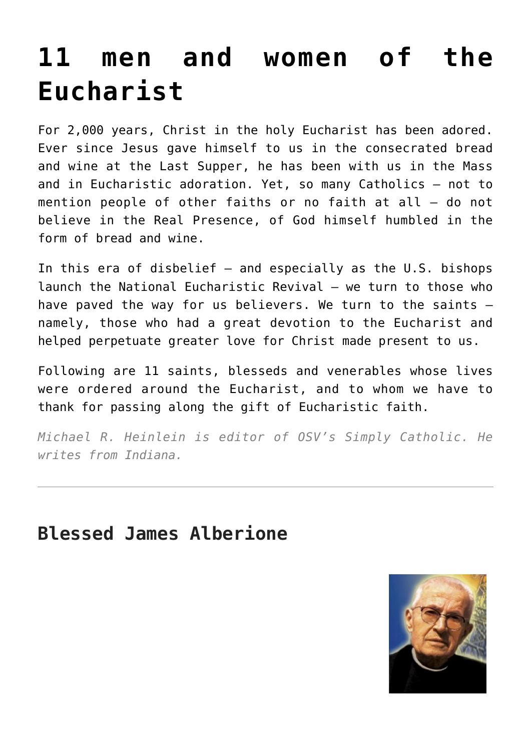# 11 men and women of the Eucharist

For 2,000 years, Christ in the holy Eucharist has been adored. Ever since Jesus gave himself to us in the consecrated bread and wine at the Last Supper, he has been with us in the Mass and in Eucharistic adoration. Yet, so many Catholics — not to mention people of other faiths or no faith at all — do not believe in the Real Presence, of God himself humbled in the form of bread and wine.

In this era of disbelief — and especially as the U.S. bishops launch the National Eucharistic Revival — we turn to those who have paved the way for us believers. We turn to the saints — namely, those who had a great devotion to the Eucharist and helped perpetuate greater love for Christ made present to us.

Following are 11 saints, blesseds and venerables whose lives were ordered around the Eucharist, and to whom we have to thank for passing along the gift of Eucharistic faith.

*Michael R. Heinlein is editor of OSV's Simply Catholic. He writes from Indiana.*

---

## Blessed James Alberione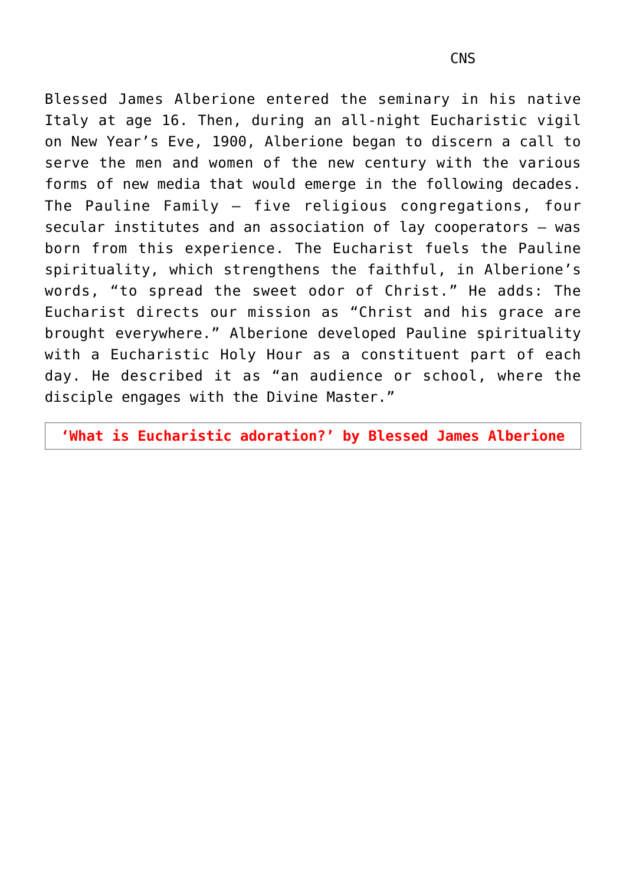CNS

Blessed James Alberione entered the seminary in his native Italy at age 16. Then, during an all-night Eucharistic vigil on New Year's Eve, 1900, Alberione began to discern a call to serve the men and women of the new century with the various forms of new media that would emerge in the following decades. The Pauline Family — five religious congregations, four secular institutes and an association of lay cooperators — was born from this experience. The Eucharist fuels the Pauline spirituality, which strengthens the faithful, in Alberione's words, "to spread the sweet odor of Christ." He adds: The Eucharist directs our mission as "Christ and his grace are brought everywhere." Alberione developed Pauline spirituality with a Eucharistic Holy Hour as a constituent part of each day. He described it as "an audience or school, where the disciple engages with the Divine Master."

**'What is Eucharistic adoration?' by Blessed James Alberione**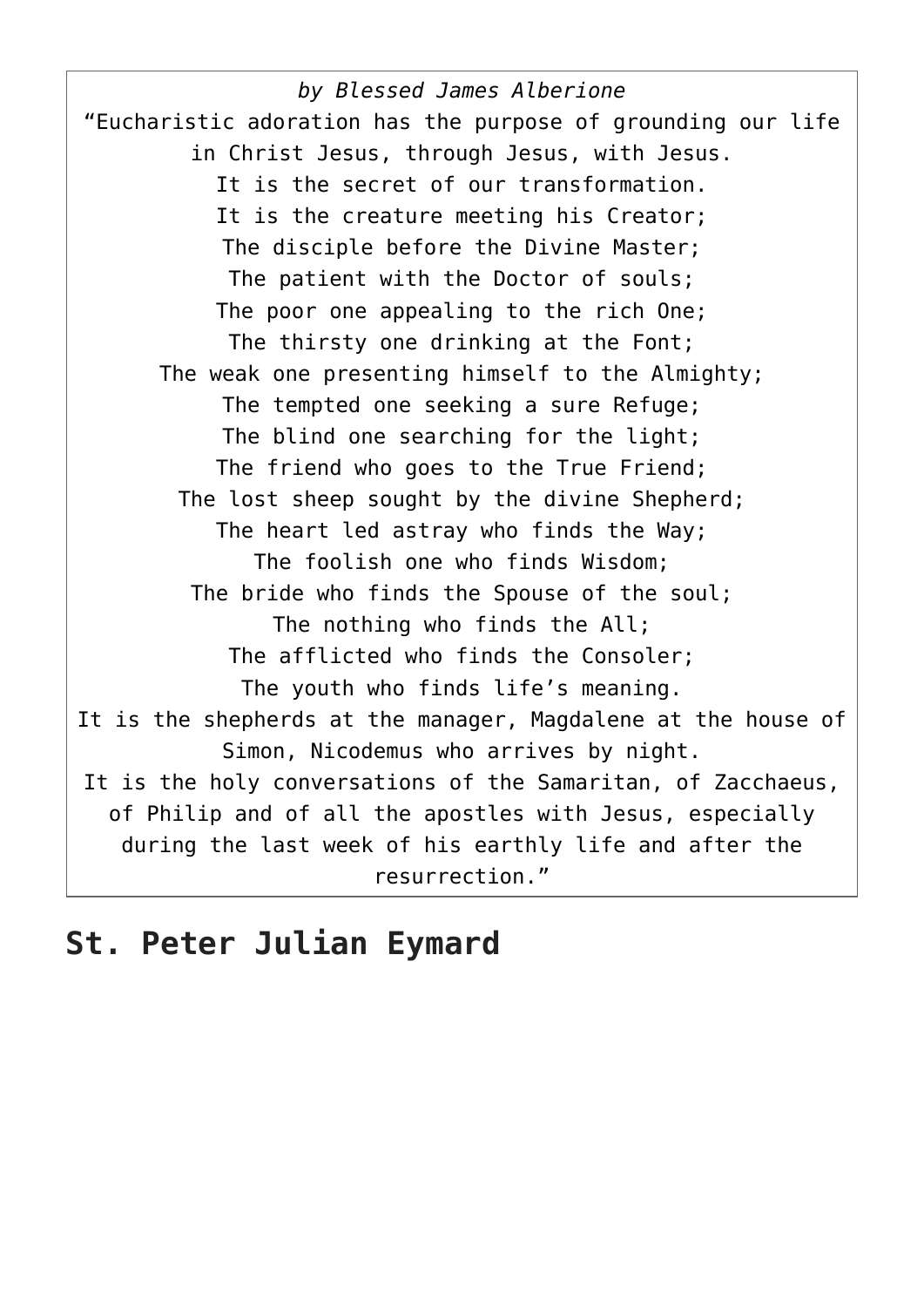*by Blessed James Alberione*

"Eucharistic adoration has the purpose of grounding our life in Christ Jesus, through Jesus, with Jesus.
It is the secret of our transformation.
It is the creature meeting his Creator;
The disciple before the Divine Master;
The patient with the Doctor of souls;
The poor one appealing to the rich One;
The thirsty one drinking at the Font;
The weak one presenting himself to the Almighty;
The tempted one seeking a sure Refuge;
The blind one searching for the light;
The friend who goes to the True Friend;
The lost sheep sought by the divine Shepherd;
The heart led astray who finds the Way;
The foolish one who finds Wisdom;
The bride who finds the Spouse of the soul;
The nothing who finds the All;
The afflicted who finds the Consoler;
The youth who finds life's meaning.
It is the shepherds at the manager, Magdalene at the house of Simon, Nicodemus who arrives by night.
It is the holy conversations of the Samaritan, of Zacchaeus, of Philip and of all the apostles with Jesus, especially during the last week of his earthly life and after the resurrection."

## St. Peter Julian Eymard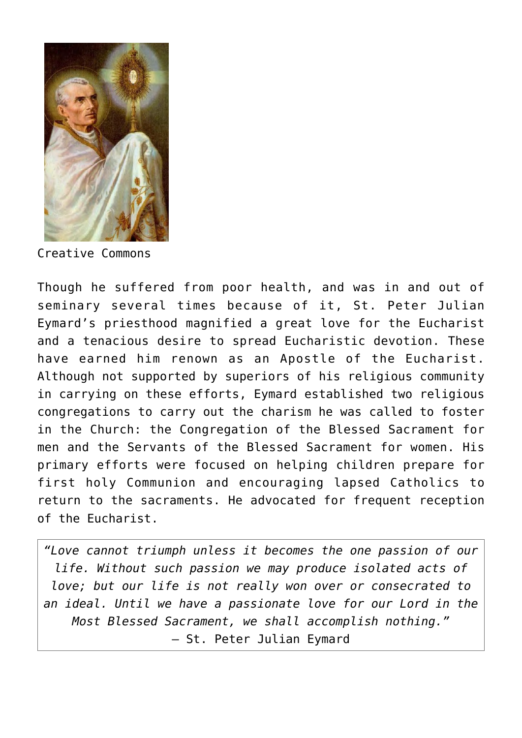Creative Commons

Though he suffered from poor health, and was in and out of seminary several times because of it, St. Peter Julian Eymard's priesthood magnified a great love for the Eucharist and a tenacious desire to spread Eucharistic devotion. These have earned him renown as an Apostle of the Eucharist. Although not supported by superiors of his religious community in carrying on these efforts, Eymard established two religious congregations to carry out the charism he was called to foster in the Church: the Congregation of the Blessed Sacrament for men and the Servants of the Blessed Sacrament for women. His primary efforts were focused on helping children prepare for first holy Communion and encouraging lapsed Catholics to return to the sacraments. He advocated for frequent reception of the Eucharist.

> *"Love cannot triumph unless it becomes the one passion of our life. Without such passion we may produce isolated acts of love; but our life is not really won over or consecrated to an ideal. Until we have a passionate love for our Lord in the Most Blessed Sacrament, we shall accomplish nothing."*
> – St. Peter Julian Eymard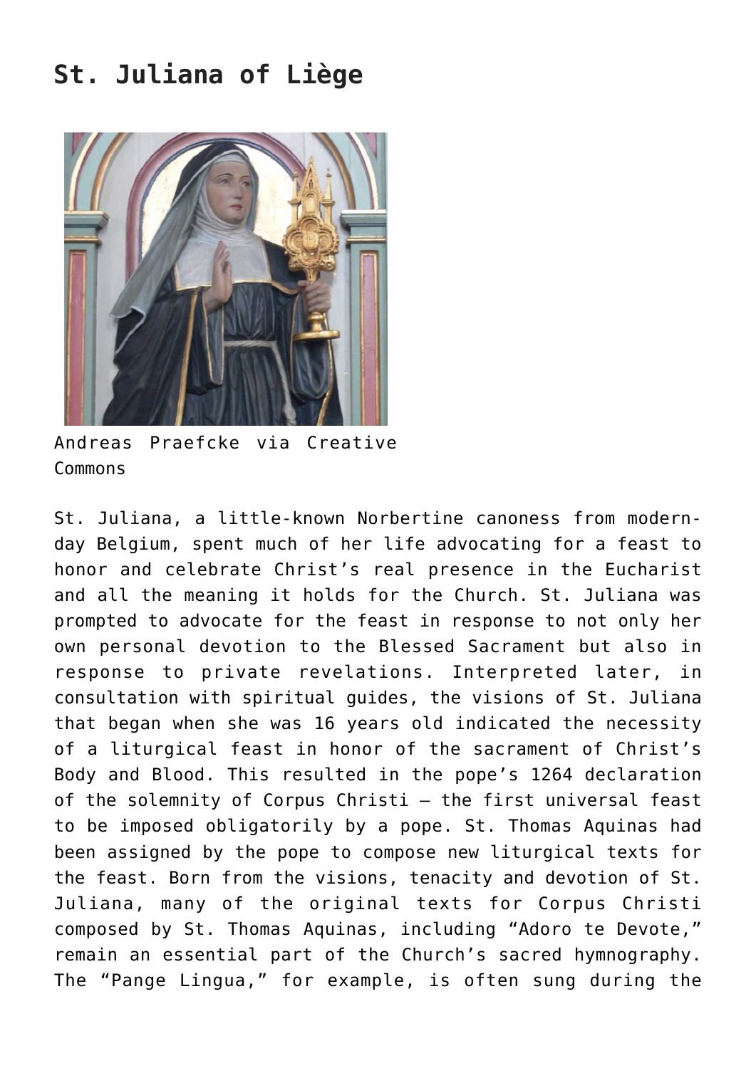## St. Juliana of Liège

Andreas Praefcke via Creative Commons

St. Juliana, a little-known Norbertine canoness from modern-day Belgium, spent much of her life advocating for a feast to honor and celebrate Christ's real presence in the Eucharist and all the meaning it holds for the Church. St. Juliana was prompted to advocate for the feast in response to not only her own personal devotion to the Blessed Sacrament but also in response to private revelations. Interpreted later, in consultation with spiritual guides, the visions of St. Juliana that began when she was 16 years old indicated the necessity of a liturgical feast in honor of the sacrament of Christ's Body and Blood. This resulted in the pope's 1264 declaration of the solemnity of Corpus Christi — the first universal feast to be imposed obligatorily by a pope. St. Thomas Aquinas had been assigned by the pope to compose new liturgical texts for the feast. Born from the visions, tenacity and devotion of St. Juliana, many of the original texts for Corpus Christi composed by St. Thomas Aquinas, including "Adoro te Devote," remain an essential part of the Church's sacred hymnography. The "Pange Lingua," for example, is often sung during the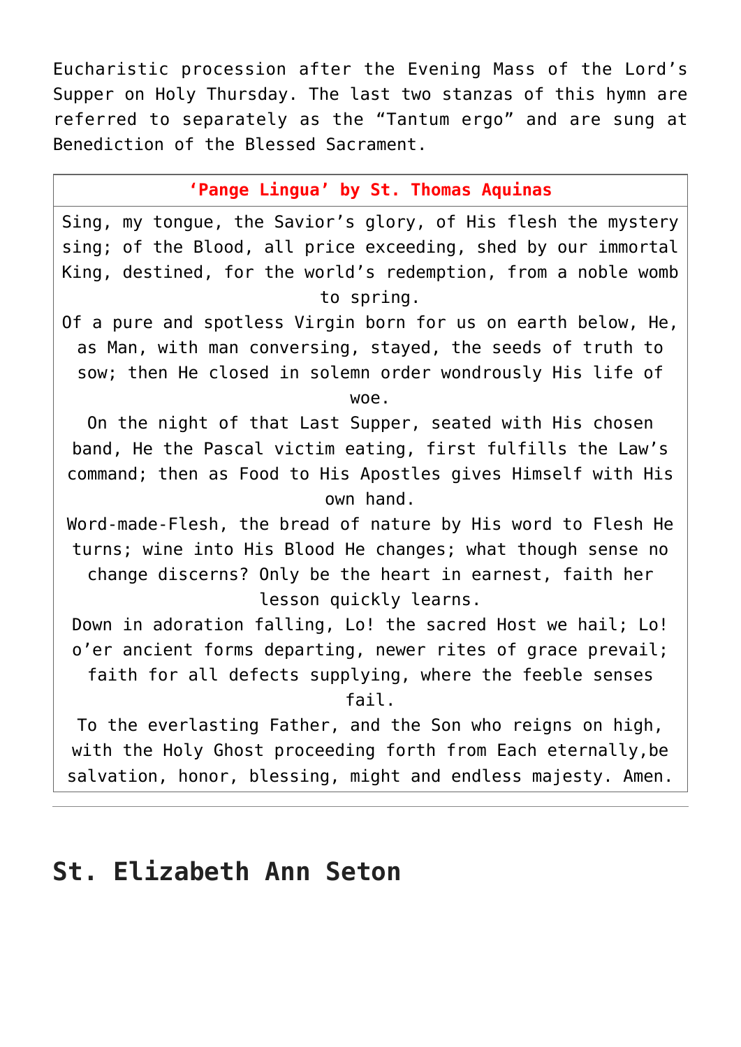Eucharistic procession after the Evening Mass of the Lord's Supper on Holy Thursday. The last two stanzas of this hymn are referred to separately as the "Tantum ergo" and are sung at Benediction of the Blessed Sacrament.

| 'Pange Lingua' by St. Thomas Aquinas |
| --- |
| Sing, my tongue, the Savior's glory, of His flesh the mystery sing; of the Blood, all price exceeding, shed by our immortal King, destined, for the world's redemption, from a noble womb to spring.<br>Of a pure and spotless Virgin born for us on earth below, He, as Man, with man conversing, stayed, the seeds of truth to sow; then He closed in solemn order wondrously His life of woe.<br>On the night of that Last Supper, seated with His chosen band, He the Pascal victim eating, first fulfills the Law's command; then as Food to His Apostles gives Himself with His own hand.<br>Word-made-Flesh, the bread of nature by His word to Flesh He turns; wine into His Blood He changes; what though sense no change discerns? Only be the heart in earnest, faith her lesson quickly learns.<br>Down in adoration falling, Lo! the sacred Host we hail; Lo! o'er ancient forms departing, newer rites of grace prevail; faith for all defects supplying, where the feeble senses fail.<br>To the everlasting Father, and the Son who reigns on high, with the Holy Ghost proceeding forth from Each eternally,be salvation, honor, blessing, might and endless majesty. Amen. |

---

## St. Elizabeth Ann Seton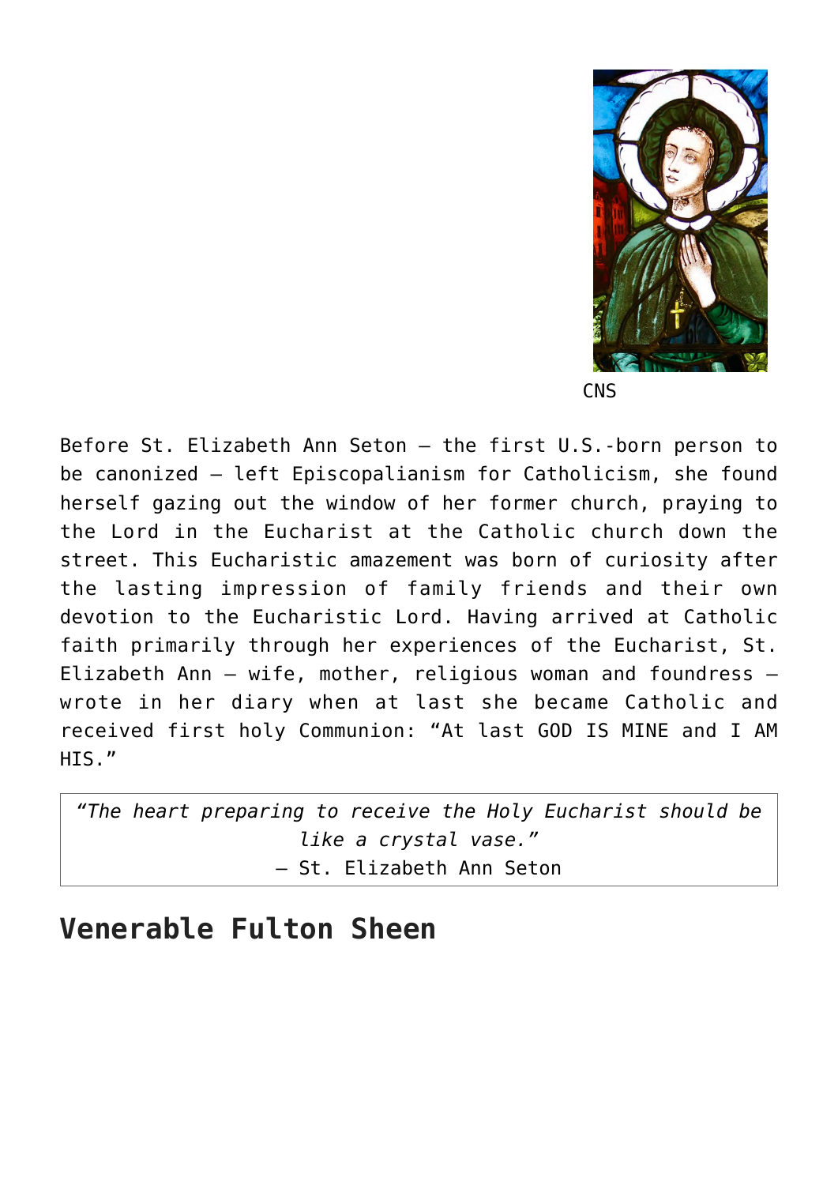CNS

Before St. Elizabeth Ann Seton — the first U.S.-born person to be canonized — left Episcopalianism for Catholicism, she found herself gazing out the window of her former church, praying to the Lord in the Eucharist at the Catholic church down the street. This Eucharistic amazement was born of curiosity after the lasting impression of family friends and their own devotion to the Eucharistic Lord. Having arrived at Catholic faith primarily through her experiences of the Eucharist, St. Elizabeth Ann — wife, mother, religious woman and foundress — wrote in her diary when at last she became Catholic and received first holy Communion: "At last GOD IS MINE and I AM HIS."

> *"The heart preparing to receive the Holy Eucharist should be like a crystal vase."*
> — St. Elizabeth Ann Seton

## Venerable Fulton Sheen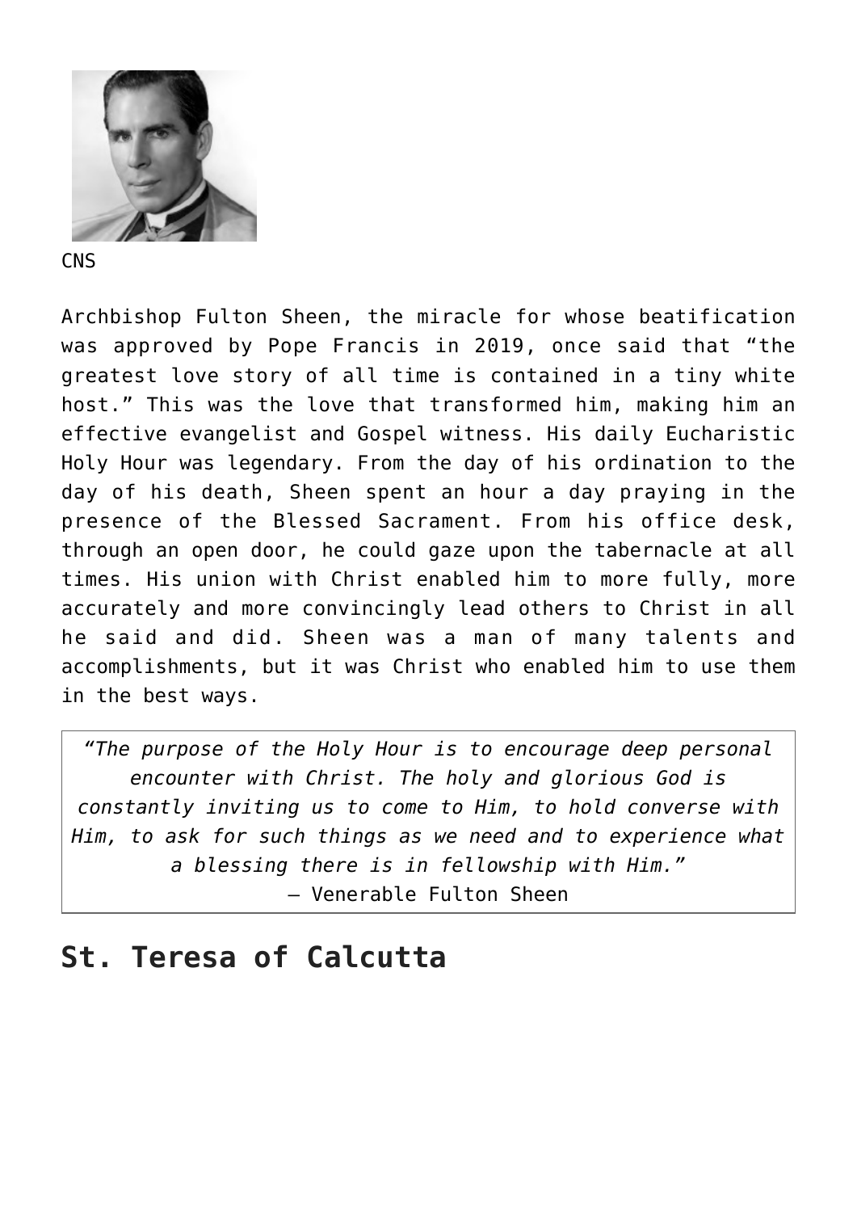CNS

Archbishop Fulton Sheen, the miracle for whose beatification was approved by Pope Francis in 2019, once said that "the greatest love story of all time is contained in a tiny white host." This was the love that transformed him, making him an effective evangelist and Gospel witness. His daily Eucharistic Holy Hour was legendary. From the day of his ordination to the day of his death, Sheen spent an hour a day praying in the presence of the Blessed Sacrament. From his office desk, through an open door, he could gaze upon the tabernacle at all times. His union with Christ enabled him to more fully, more accurately and more convincingly lead others to Christ in all he said and did. Sheen was a man of many talents and accomplishments, but it was Christ who enabled him to use them in the best ways.

> *"The purpose of the Holy Hour is to encourage deep personal encounter with Christ. The holy and glorious God is constantly inviting us to come to Him, to hold converse with Him, to ask for such things as we need and to experience what a blessing there is in fellowship with Him."*
> – Venerable Fulton Sheen

## St. Teresa of Calcutta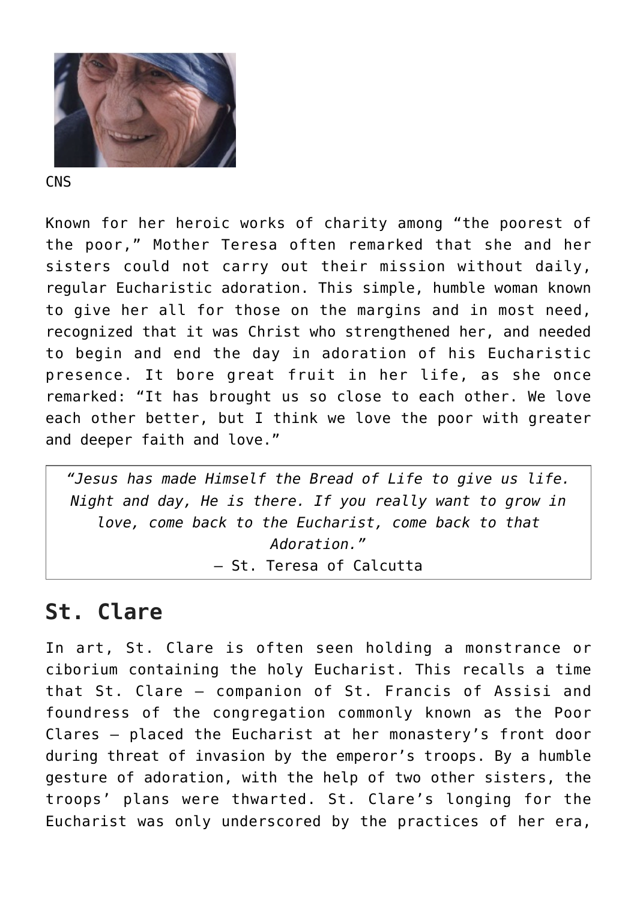CNS

Known for her heroic works of charity among “the poorest of the poor,” Mother Teresa often remarked that she and her sisters could not carry out their mission without daily, regular Eucharistic adoration. This simple, humble woman known to give her all for those on the margins and in most need, recognized that it was Christ who strengthened her, and needed to begin and end the day in adoration of his Eucharistic presence. It bore great fruit in her life, as she once remarked: “It has brought us so close to each other. We love each other better, but I think we love the poor with greater and deeper faith and love.”

> *“Jesus has made Himself the Bread of Life to give us life. Night and day, He is there. If you really want to grow in love, come back to the Eucharist, come back to that Adoration.”*
> — St. Teresa of Calcutta

## St. Clare

In art, St. Clare is often seen holding a monstrance or ciborium containing the holy Eucharist. This recalls a time that St. Clare — companion of St. Francis of Assisi and foundress of the congregation commonly known as the Poor Clares — placed the Eucharist at her monastery’s front door during threat of invasion by the emperor’s troops. By a humble gesture of adoration, with the help of two other sisters, the troops’ plans were thwarted. St. Clare’s longing for the Eucharist was only underscored by the practices of her era,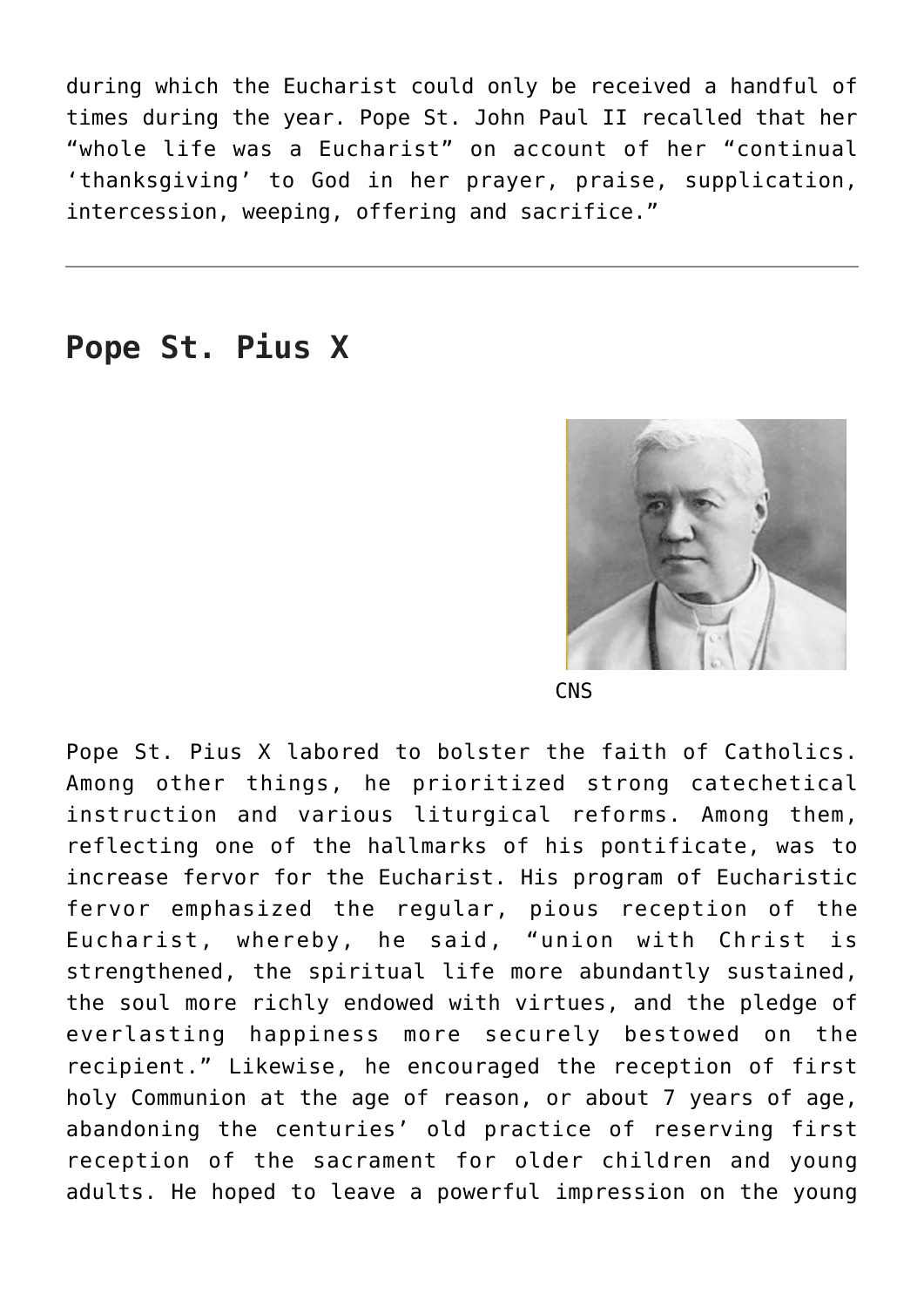during which the Eucharist could only be received a handful of times during the year. Pope St. John Paul II recalled that her "whole life was a Eucharist" on account of her "continual 'thanksgiving' to God in her prayer, praise, supplication, intercession, weeping, offering and sacrifice."

---

## Pope St. Pius X

CNS

Pope St. Pius X labored to bolster the faith of Catholics. Among other things, he prioritized strong catechetical instruction and various liturgical reforms. Among them, reflecting one of the hallmarks of his pontificate, was to increase fervor for the Eucharist. His program of Eucharistic fervor emphasized the regular, pious reception of the Eucharist, whereby, he said, "union with Christ is strengthened, the spiritual life more abundantly sustained, the soul more richly endowed with virtues, and the pledge of everlasting happiness more securely bestowed on the recipient." Likewise, he encouraged the reception of first holy Communion at the age of reason, or about 7 years of age, abandoning the centuries' old practice of reserving first reception of the sacrament for older children and young adults. He hoped to leave a powerful impression on the young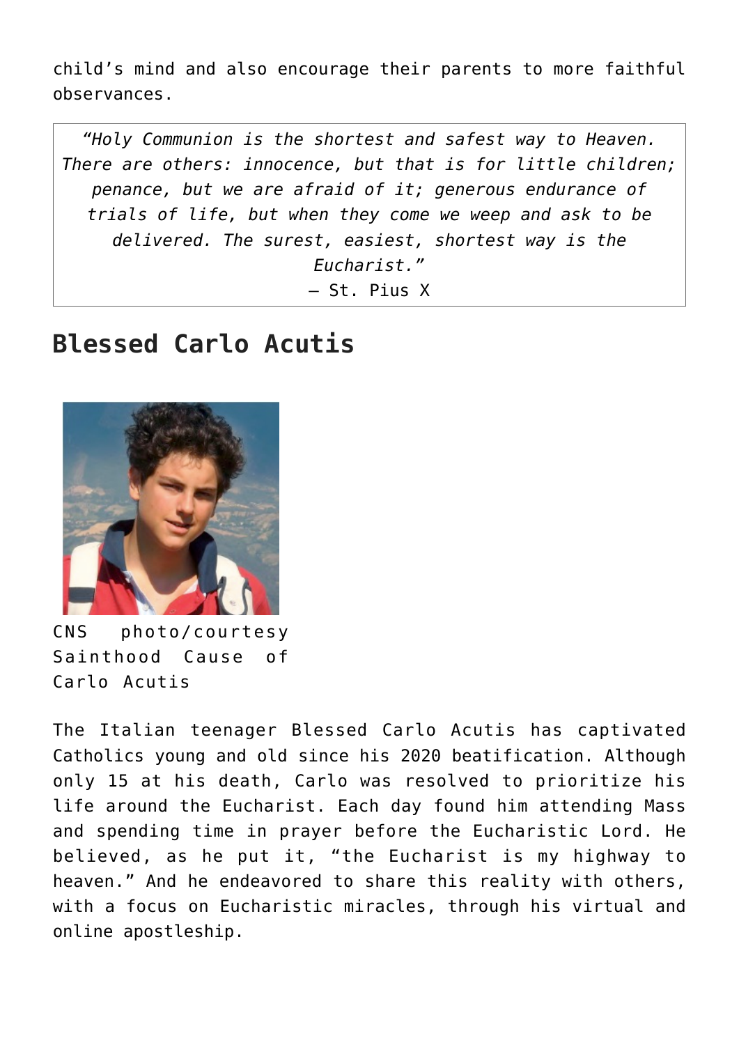child's mind and also encourage their parents to more faithful observances.

> *"Holy Communion is the shortest and safest way to Heaven. There are others: innocence, but that is for little children; penance, but we are afraid of it; generous endurance of trials of life, but when they come we weep and ask to be delivered. The surest, easiest, shortest way is the Eucharist."*
> — St. Pius X

## Blessed Carlo Acutis

CNS photo/courtesy Sainthood Cause of Carlo Acutis

The Italian teenager Blessed Carlo Acutis has captivated Catholics young and old since his 2020 beatification. Although only 15 at his death, Carlo was resolved to prioritize his life around the Eucharist. Each day found him attending Mass and spending time in prayer before the Eucharistic Lord. He believed, as he put it, "the Eucharist is my highway to heaven." And he endeavored to share this reality with others, with a focus on Eucharistic miracles, through his virtual and online apostleship.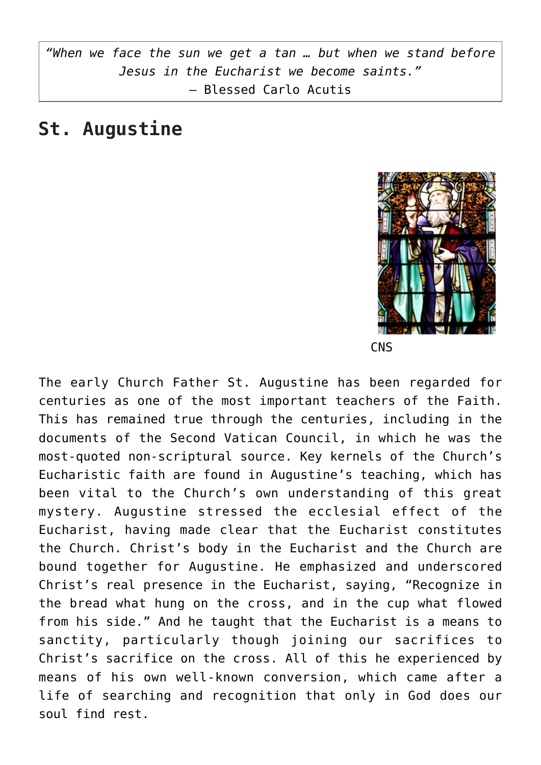> *"When we face the sun we get a tan … but when we stand before Jesus in the Eucharist we become saints."*
> — Blessed Carlo Acutis

## St. Augustine

CNS

The early Church Father St. Augustine has been regarded for centuries as one of the most important teachers of the Faith. This has remained true through the centuries, including in the documents of the Second Vatican Council, in which he was the most-quoted non-scriptural source. Key kernels of the Church's Eucharistic faith are found in Augustine's teaching, which has been vital to the Church's own understanding of this great mystery. Augustine stressed the ecclesial effect of the Eucharist, having made clear that the Eucharist constitutes the Church. Christ's body in the Eucharist and the Church are bound together for Augustine. He emphasized and underscored Christ's real presence in the Eucharist, saying, "Recognize in the bread what hung on the cross, and in the cup what flowed from his side." And he taught that the Eucharist is a means to sanctity, particularly though joining our sacrifices to Christ's sacrifice on the cross. All of this he experienced by means of his own well-known conversion, which came after a life of searching and recognition that only in God does our soul find rest.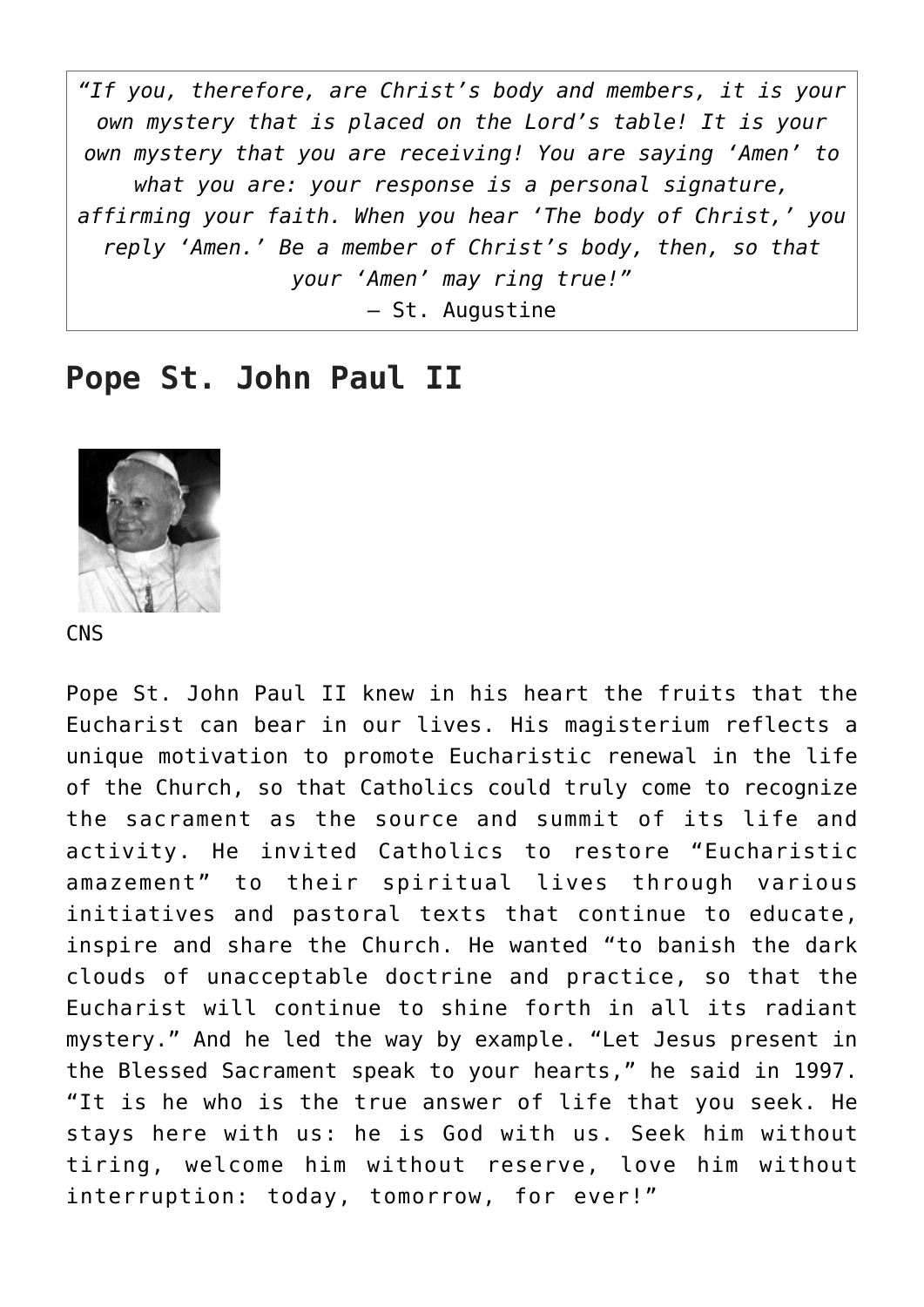> *"If you, therefore, are Christ's body and members, it is your own mystery that is placed on the Lord's table! It is your own mystery that you are receiving! You are saying 'Amen' to what you are: your response is a personal signature, affirming your faith. When you hear 'The body of Christ,' you reply 'Amen.' Be a member of Christ's body, then, so that your 'Amen' may ring true!"*
>
> — St. Augustine

## Pope St. John Paul II

CNS

Pope St. John Paul II knew in his heart the fruits that the Eucharist can bear in our lives. His magisterium reflects a unique motivation to promote Eucharistic renewal in the life of the Church, so that Catholics could truly come to recognize the sacrament as the source and summit of its life and activity. He invited Catholics to restore "Eucharistic amazement" to their spiritual lives through various initiatives and pastoral texts that continue to educate, inspire and share the Church. He wanted "to banish the dark clouds of unacceptable doctrine and practice, so that the Eucharist will continue to shine forth in all its radiant mystery." And he led the way by example. "Let Jesus present in the Blessed Sacrament speak to your hearts," he said in 1997. "It is he who is the true answer of life that you seek. He stays here with us: he is God with us. Seek him without tiring, welcome him without reserve, love him without interruption: today, tomorrow, for ever!"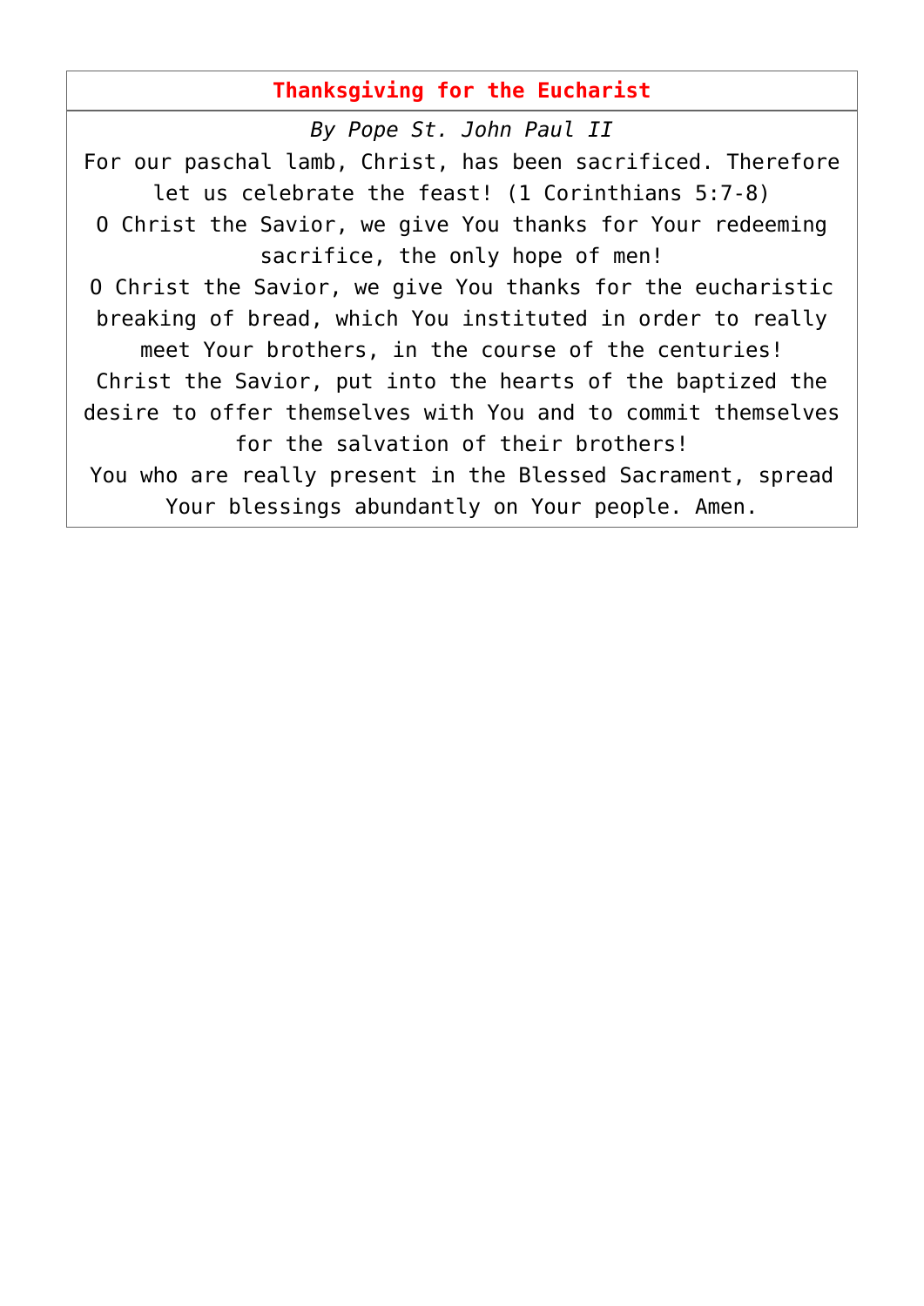## Thanksgiving for the Eucharist

*By Pope St. John Paul II*

For our paschal lamb, Christ, has been sacrificed. Therefore let us celebrate the feast! (1 Corinthians 5:7-8)

O Christ the Savior, we give You thanks for Your redeeming sacrifice, the only hope of men!

O Christ the Savior, we give You thanks for the eucharistic breaking of bread, which You instituted in order to really meet Your brothers, in the course of the centuries!

Christ the Savior, put into the hearts of the baptized the desire to offer themselves with You and to commit themselves for the salvation of their brothers!

You who are really present in the Blessed Sacrament, spread Your blessings abundantly on Your people. Amen.